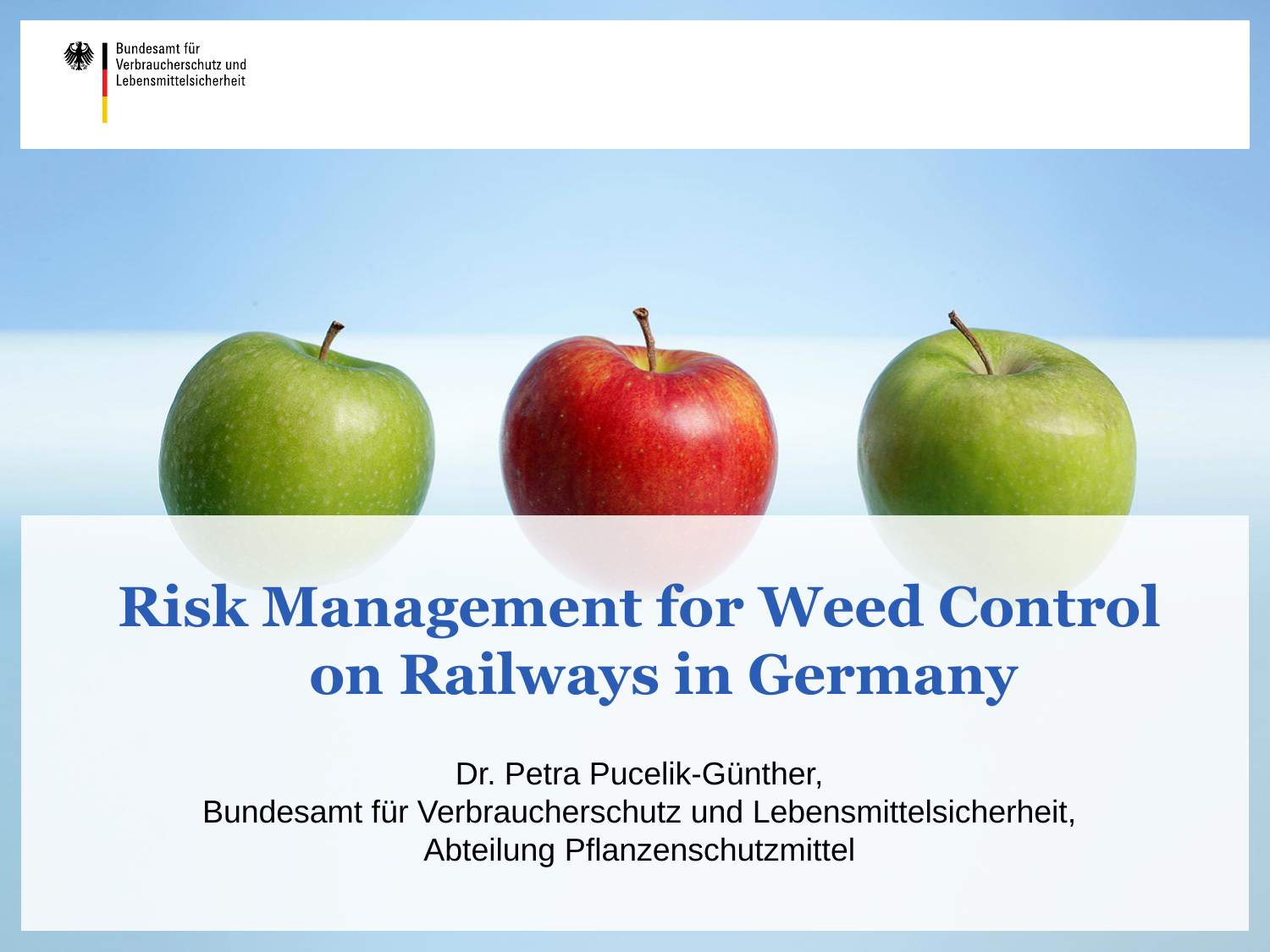Bundesamt für Verbraucherschutz und Lebensmittelsicherheit

# Risk Management for Weed Control on Railways in Germany

Dr. Petra Pucelik-Günther,
Bundesamt für Verbraucherschutz und Lebensmittelsicherheit,
Abteilung Pflanzenschutzmittel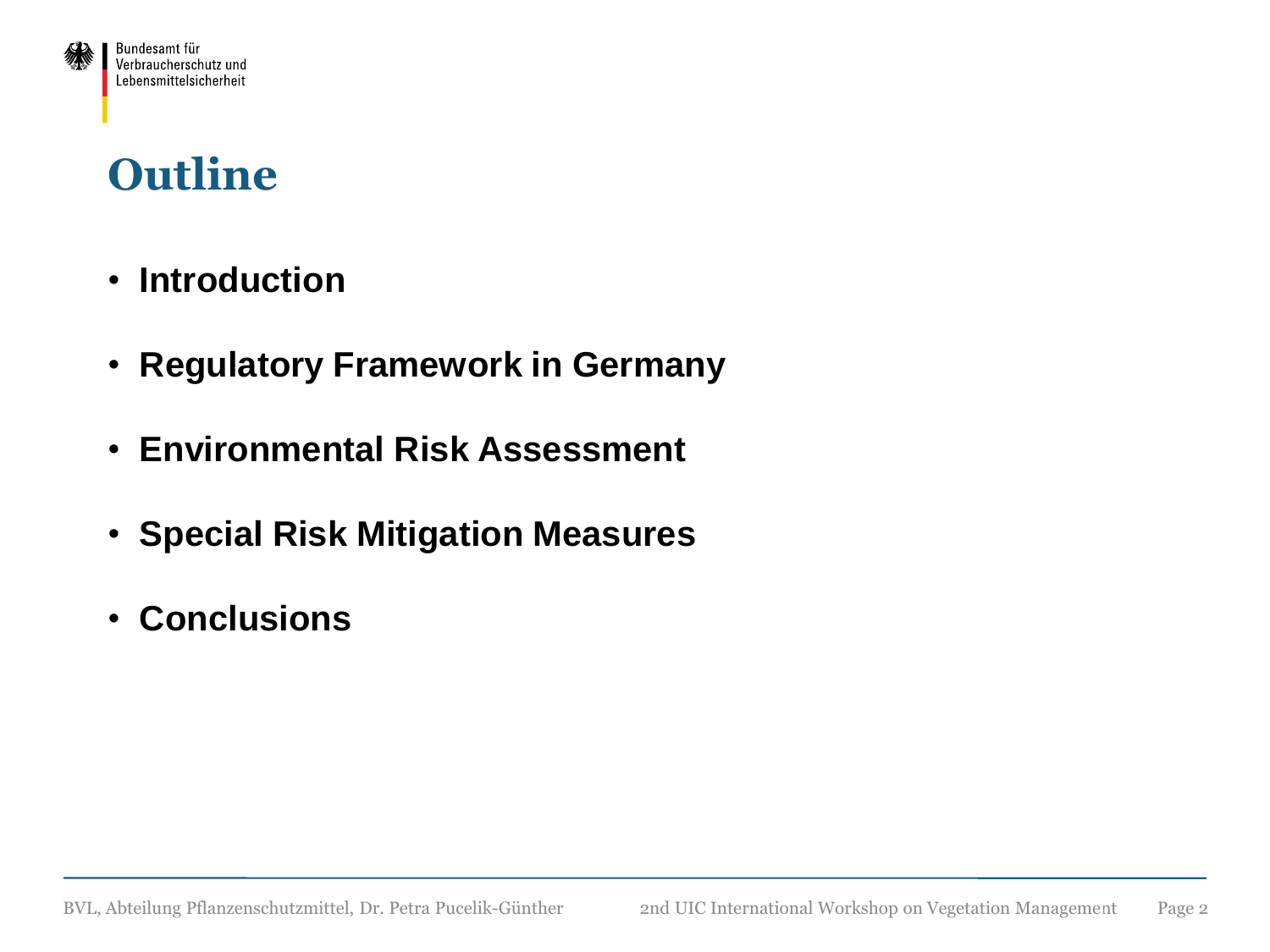# Outline

- **Introduction**
- **Regulatory Framework in Germany**
- **Environmental Risk Assessment**
- **Special Risk Mitigation Measures**
- **Conclusions**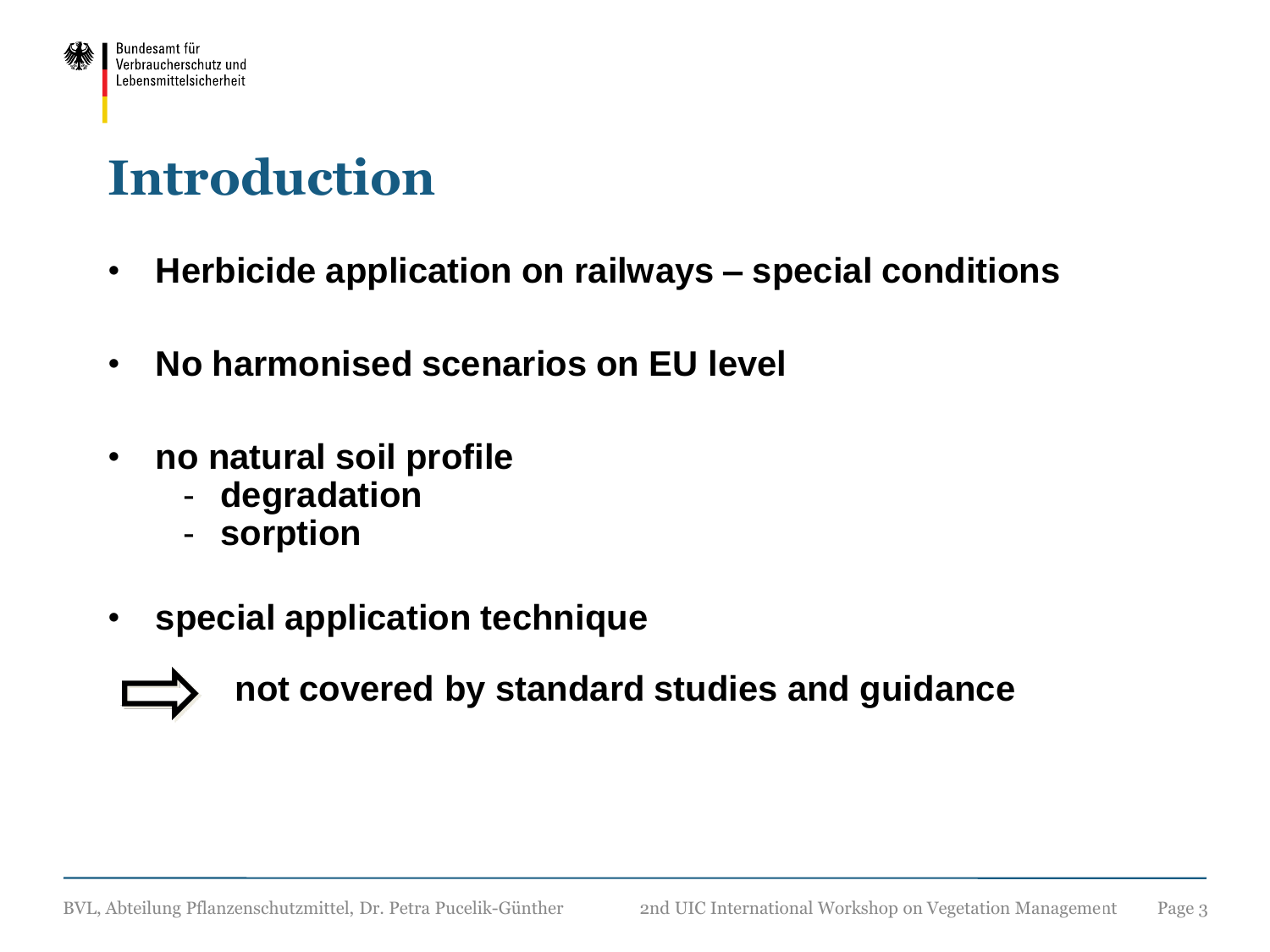# Introduction

- **Herbicide application on railways – special conditions**
- **No harmonised scenarios on EU level**
- **no natural soil profile**
  - **degradation**
  - **sorption**
- **special application technique**

⇨ **not covered by standard studies and guidance**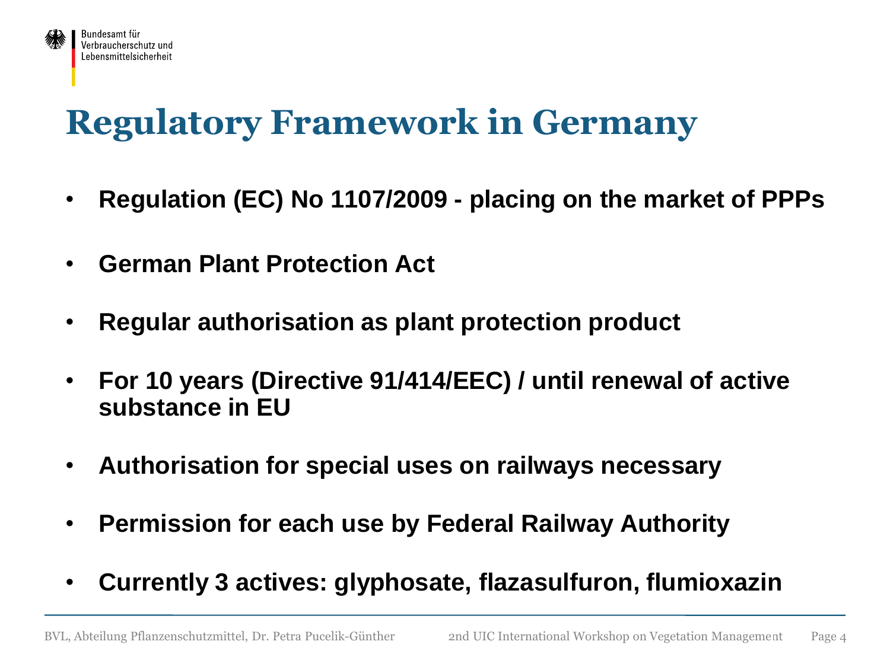# Regulatory Framework in Germany

- **Regulation (EC) No 1107/2009 - placing on the market of PPPs**
- **German Plant Protection Act**
- **Regular authorisation as plant protection product**
- **For 10 years (Directive 91/414/EEC) / until renewal of active substance in EU**
- **Authorisation for special uses on railways necessary**
- **Permission for each use by Federal Railway Authority**
- **Currently 3 actives: glyphosate, flazasulfuron, flumioxazin**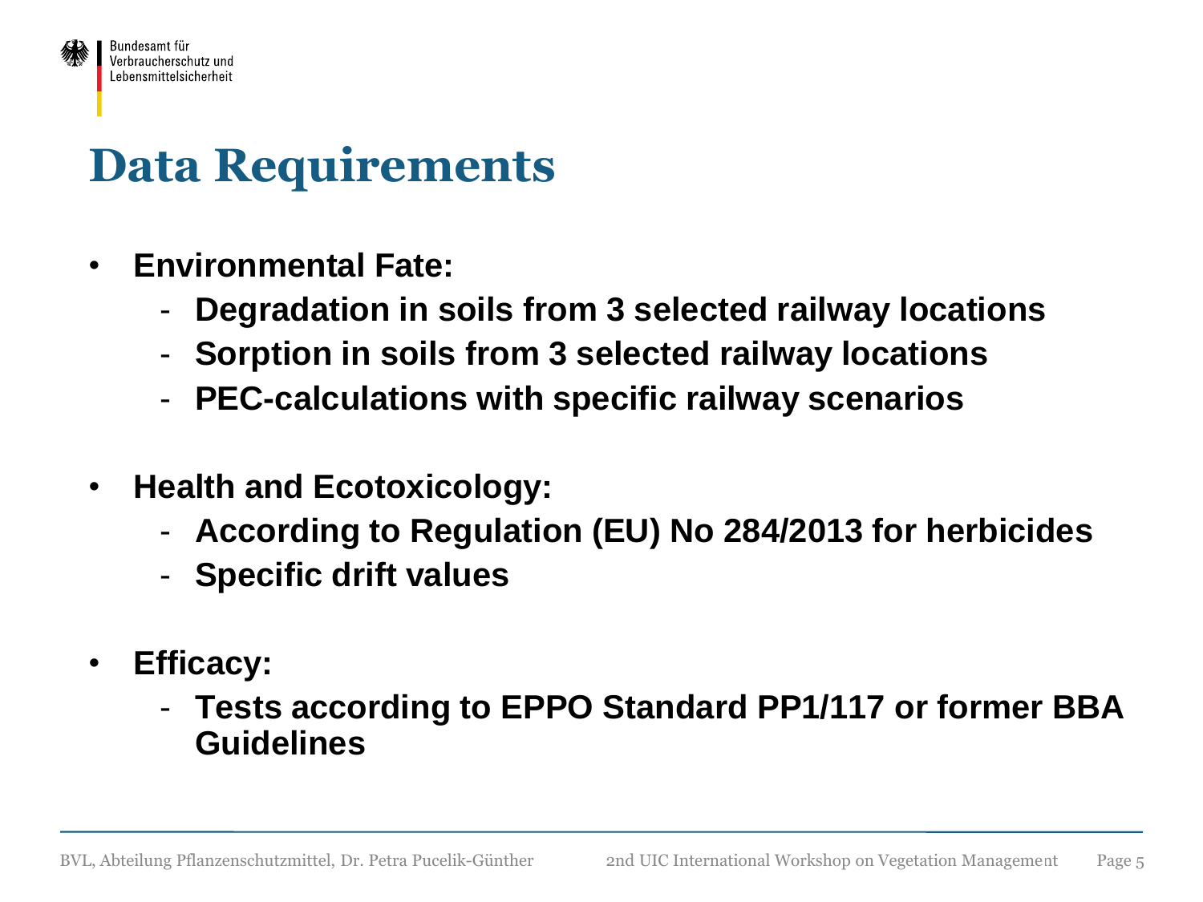# Data Requirements

- **Environmental Fate:**
  - **Degradation in soils from 3 selected railway locations**
  - **Sorption in soils from 3 selected railway locations**
  - **PEC-calculations with specific railway scenarios**

- **Health and Ecotoxicology:**
  - **According to Regulation (EU) No 284/2013 for herbicides**
  - **Specific drift values**

- **Efficacy:**
  - **Tests according to EPPO Standard PP1/117 or former BBA Guidelines**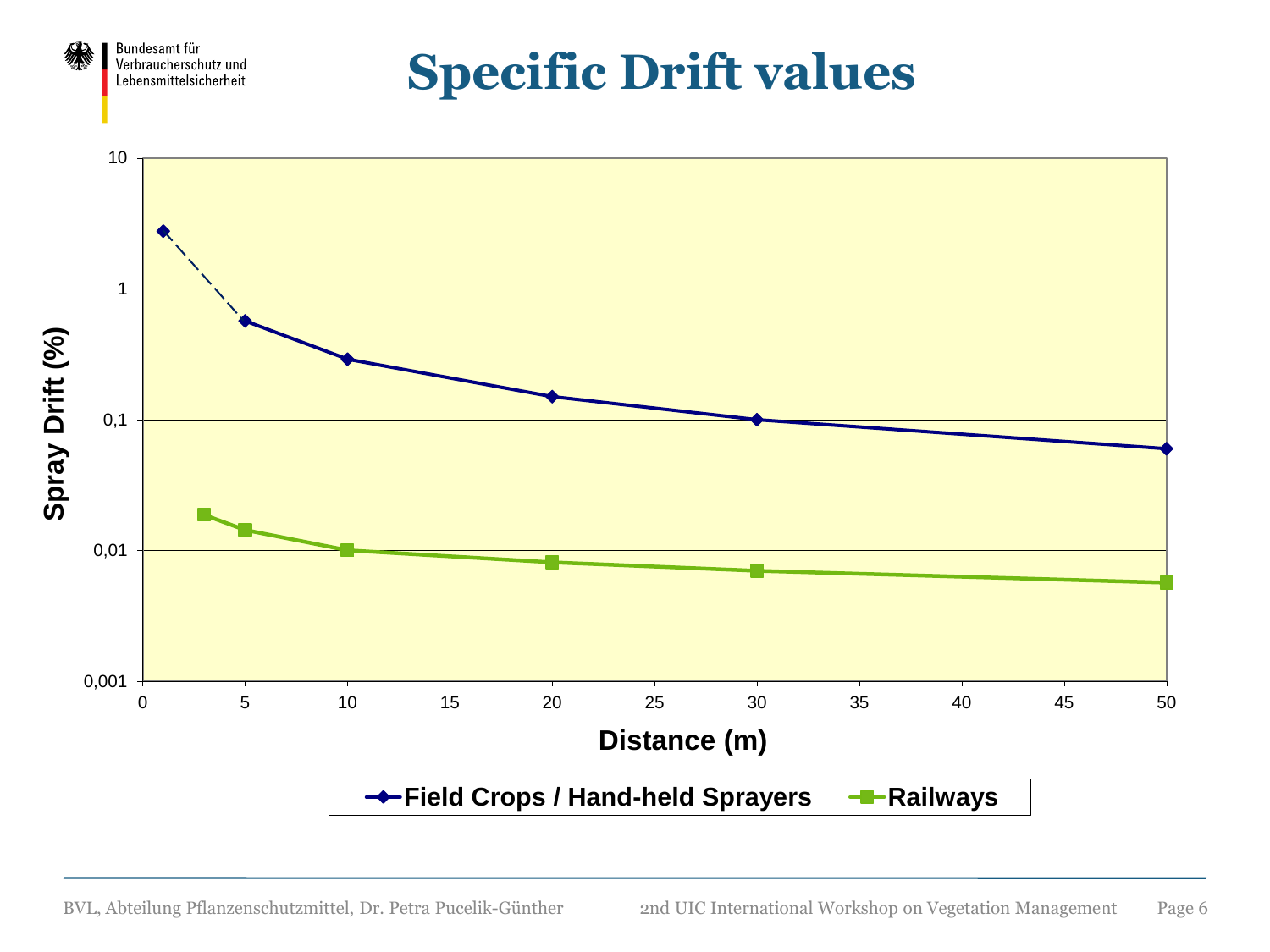# Specific Drift values

Spray Drift (%)

10

1

0,1

0,01

0,001

0 5 10 15 20 25 30 35 40 45 50

Distance (m)

Field Crops / Hand-held Sprayers

Railways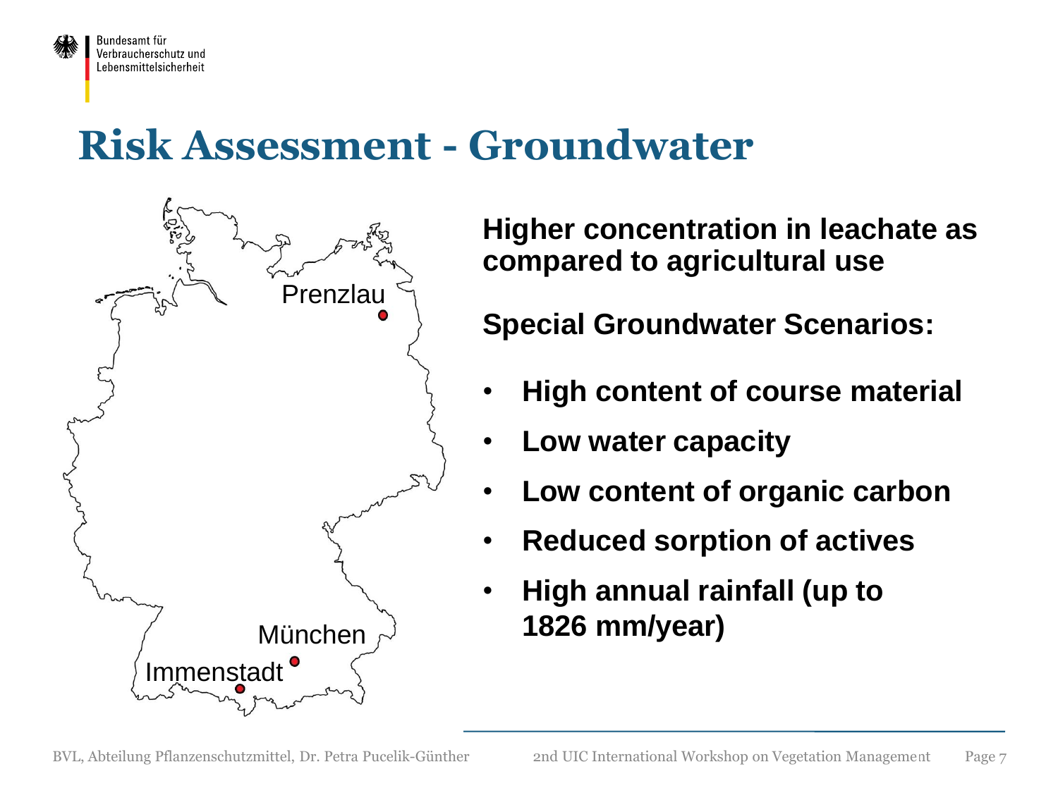# Risk Assessment - Groundwater

Prenzlau

München

Immenstadt

**Higher concentration in leachate as compared to agricultural use**

**Special Groundwater Scenarios:**

- **High content of course material**
- **Low water capacity**
- **Low content of organic carbon**
- **Reduced sorption of actives**
- **High annual rainfall (up to 1826 mm/year)**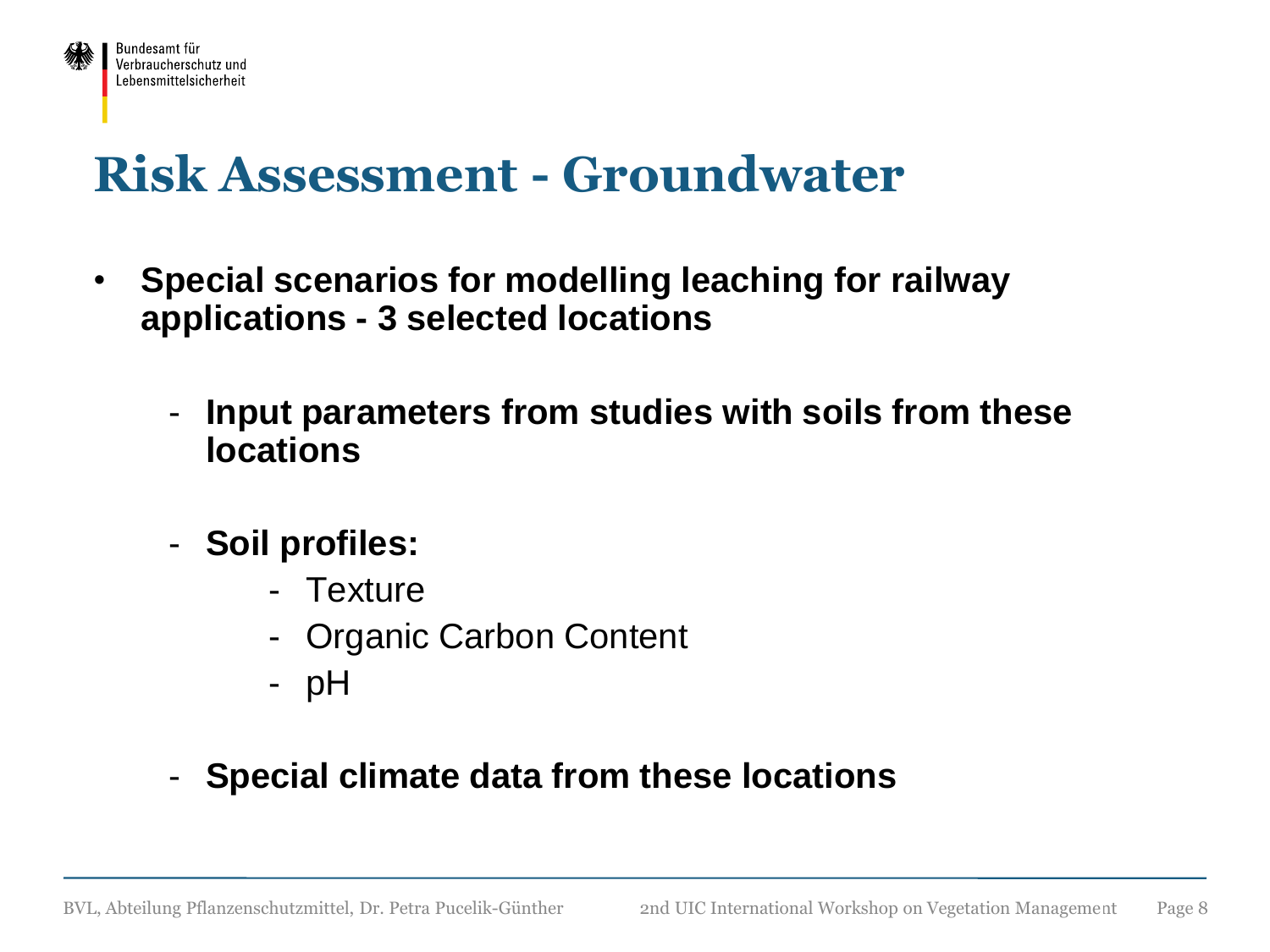# Risk Assessment - Groundwater

- **Special scenarios for modelling leaching for railway applications - 3 selected locations**
  - **Input parameters from studies with soils from these locations**
  - **Soil profiles:**
    - Texture
    - Organic Carbon Content
    - pH
  - **Special climate data from these locations**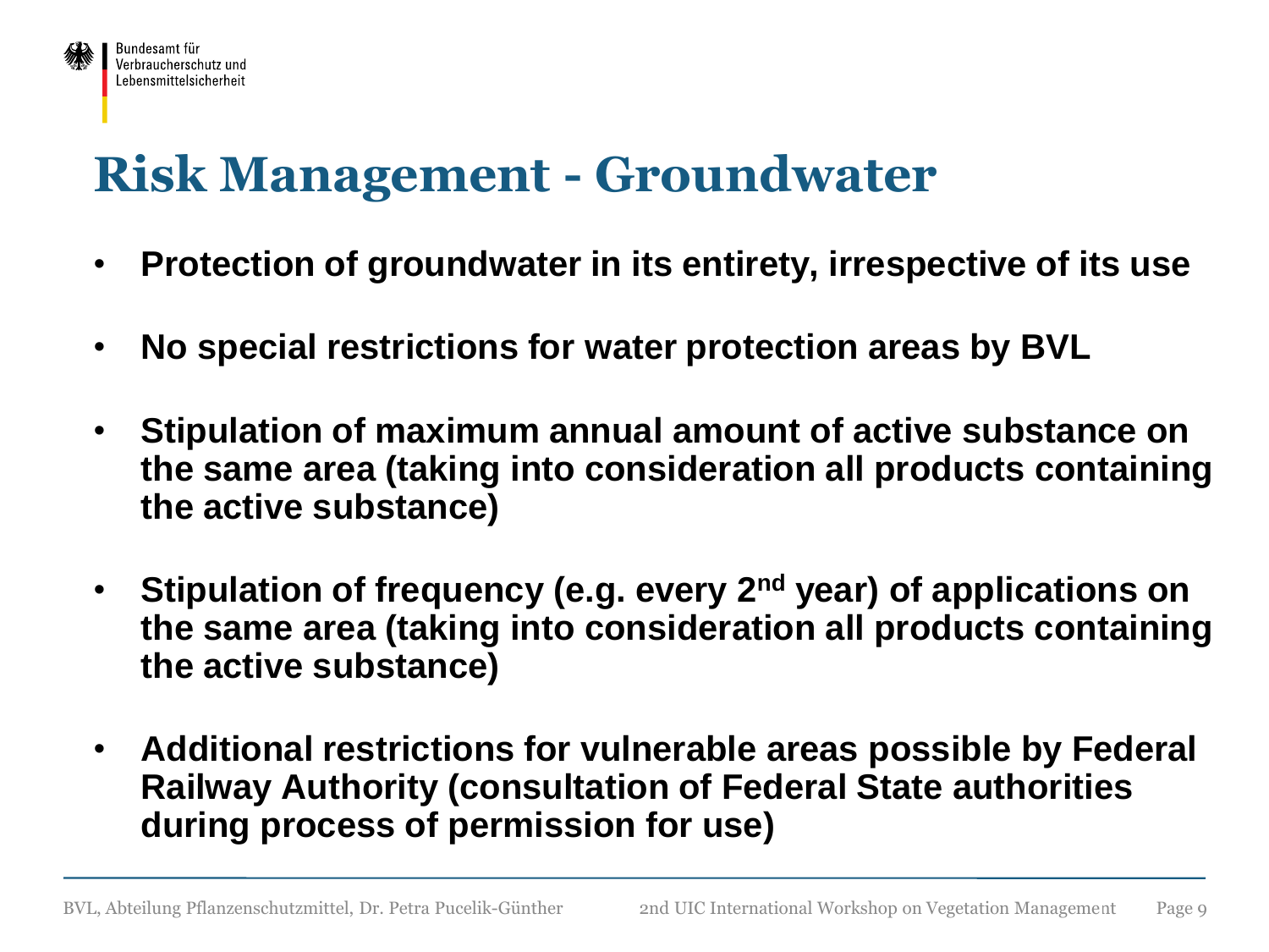# Risk Management - Groundwater

- **Protection of groundwater in its entirety, irrespective of its use**
- **No special restrictions for water protection areas by BVL**
- **Stipulation of maximum annual amount of active substance on the same area (taking into consideration all products containing the active substance)**
- **Stipulation of frequency (e.g. every 2nd year) of applications on the same area (taking into consideration all products containing the active substance)**
- **Additional restrictions for vulnerable areas possible by Federal Railway Authority (consultation of Federal State authorities during process of permission for use)**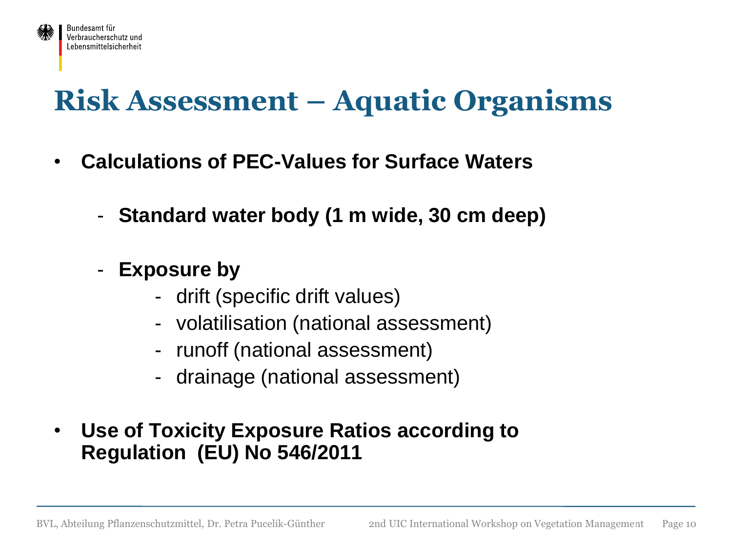# Risk Assessment – Aquatic Organisms

- **Calculations of PEC-Values for Surface Waters**
  - **Standard water body (1 m wide, 30 cm deep)**
  - **Exposure by**
    - drift (specific drift values)
    - volatilisation (national assessment)
    - runoff (national assessment)
    - drainage (national assessment)
- **Use of Toxicity Exposure Ratios according to Regulation (EU) No 546/2011**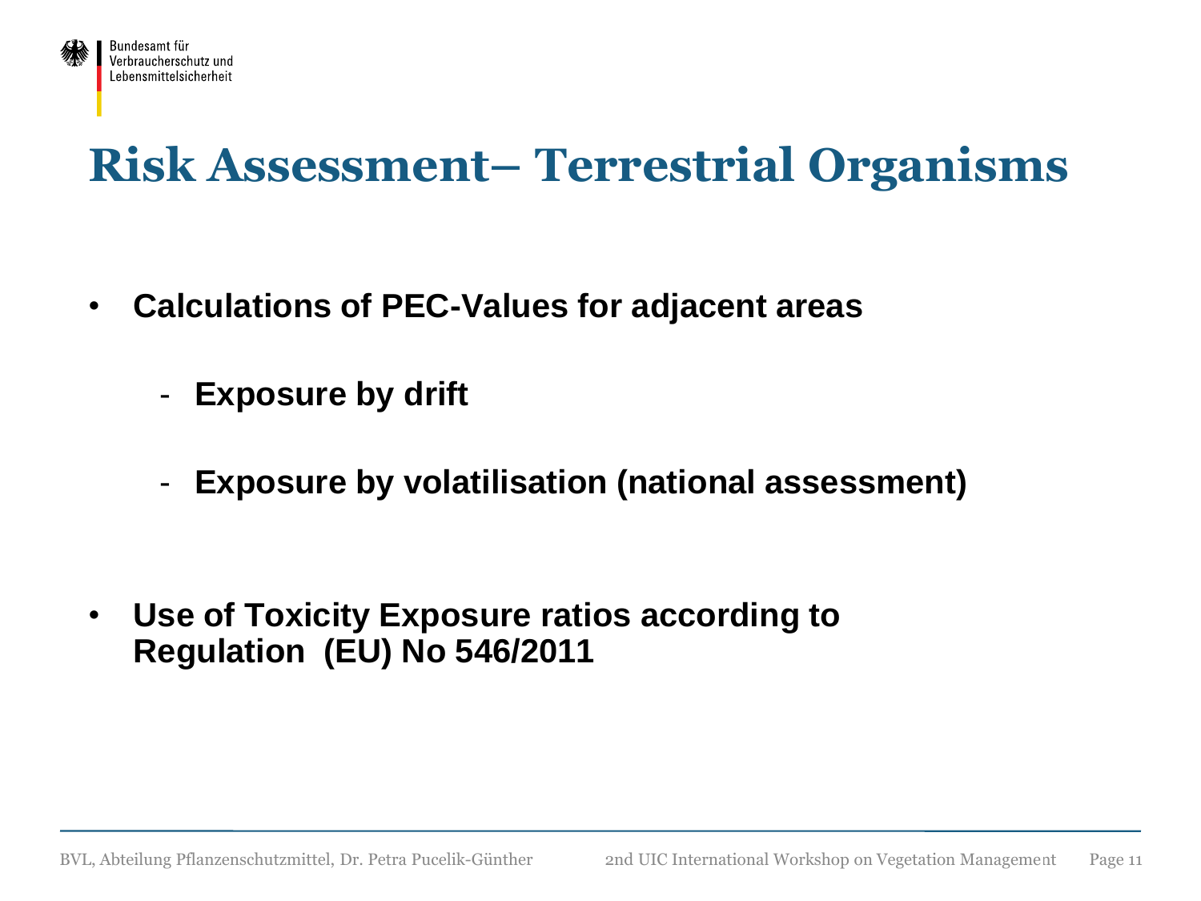# Risk Assessment– Terrestrial Organisms

- **Calculations of PEC-Values for adjacent areas**
  - **Exposure by drift**
  - **Exposure by volatilisation (national assessment)**

- **Use of Toxicity Exposure ratios according to Regulation (EU) No 546/2011**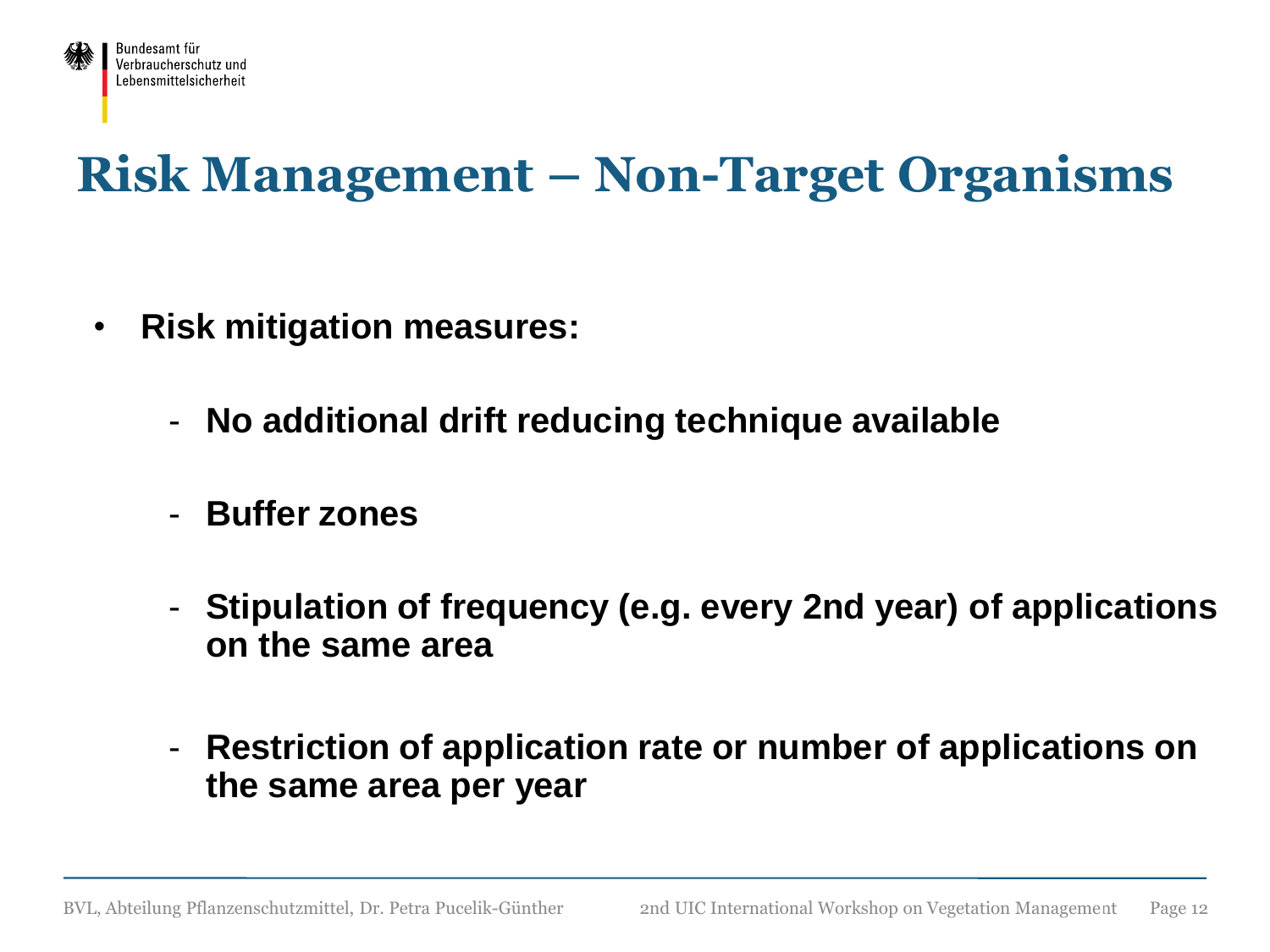# Risk Management – Non-Target Organisms

- **Risk mitigation measures:**
  - **No additional drift reducing technique available**
  - **Buffer zones**
  - **Stipulation of frequency (e.g. every 2nd year) of applications on the same area**
  - **Restriction of application rate or number of applications on the same area per year**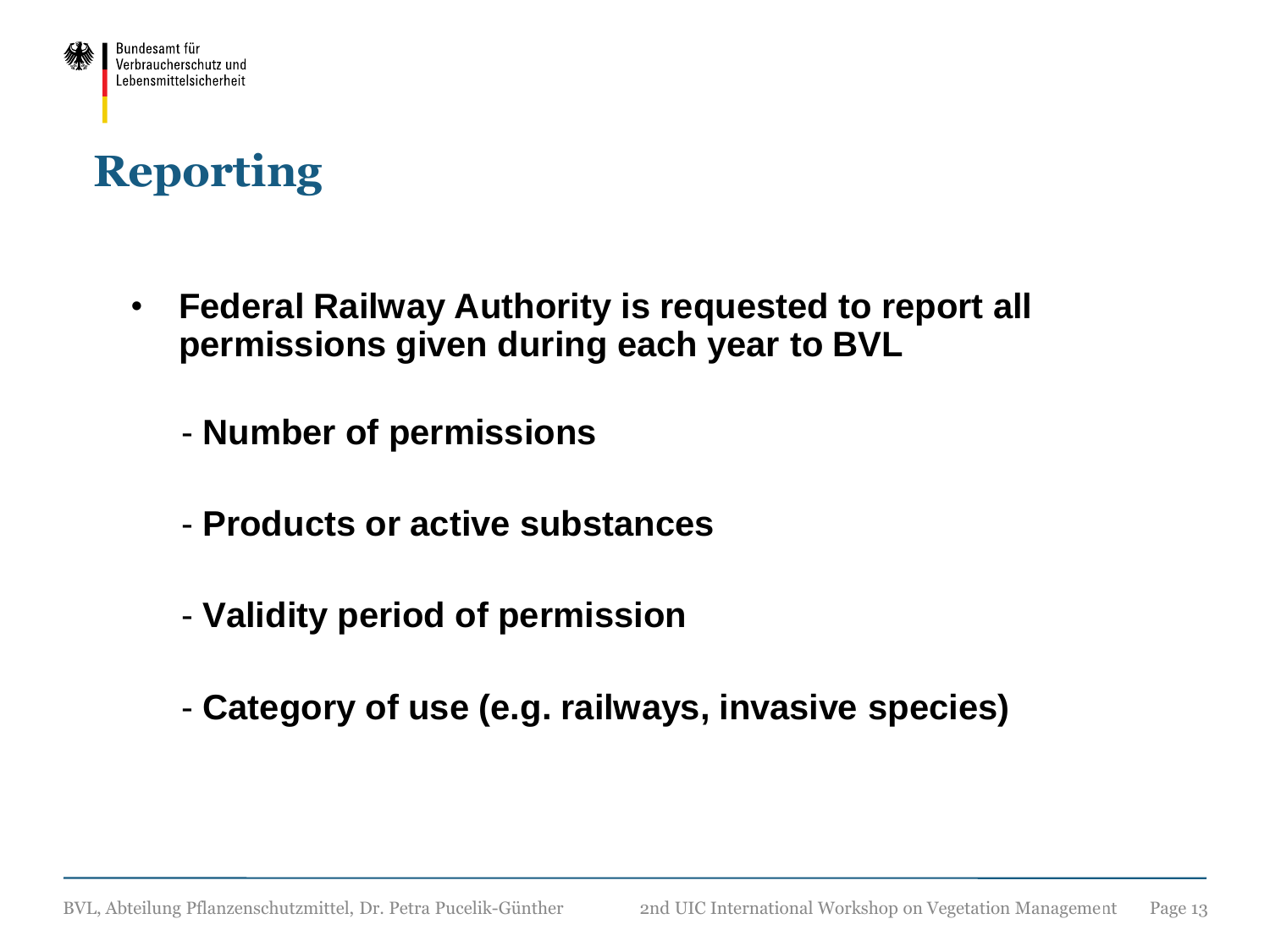# Reporting

- **Federal Railway Authority is requested to report all permissions given during each year to BVL**

  - **Number of permissions**

  - **Products or active substances**

  - **Validity period of permission**

  - **Category of use (e.g. railways, invasive species)**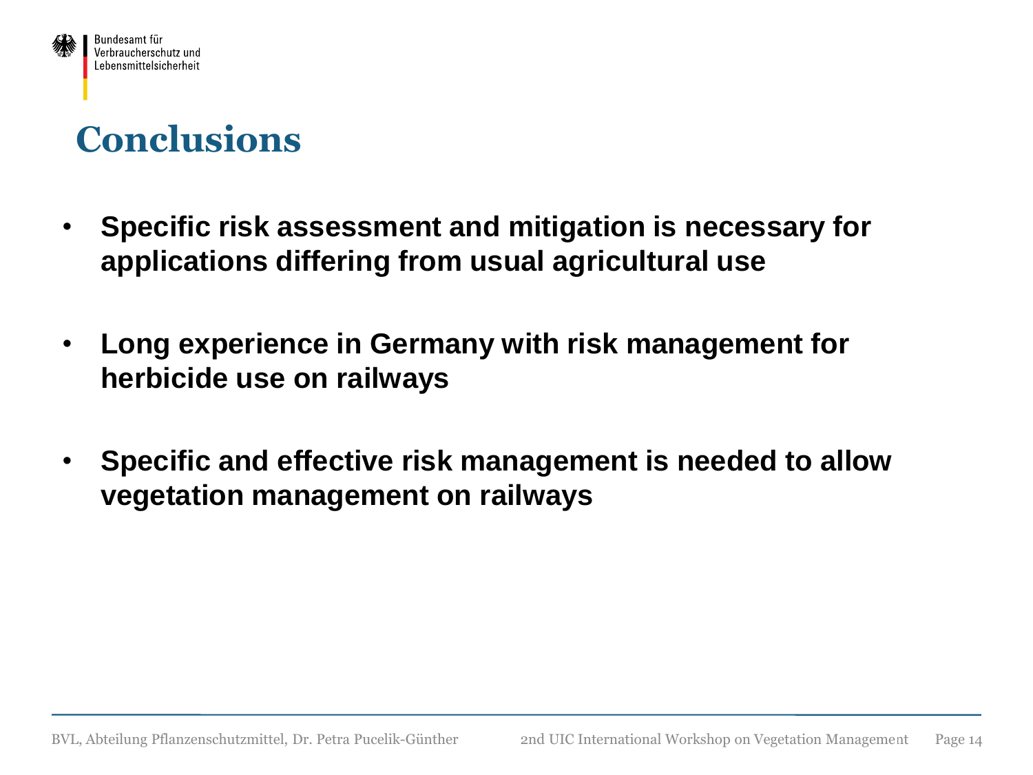# Conclusions

- **Specific risk assessment and mitigation is necessary for applications differing from usual agricultural use**
- **Long experience in Germany with risk management for herbicide use on railways**
- **Specific and effective risk management is needed to allow vegetation management on railways**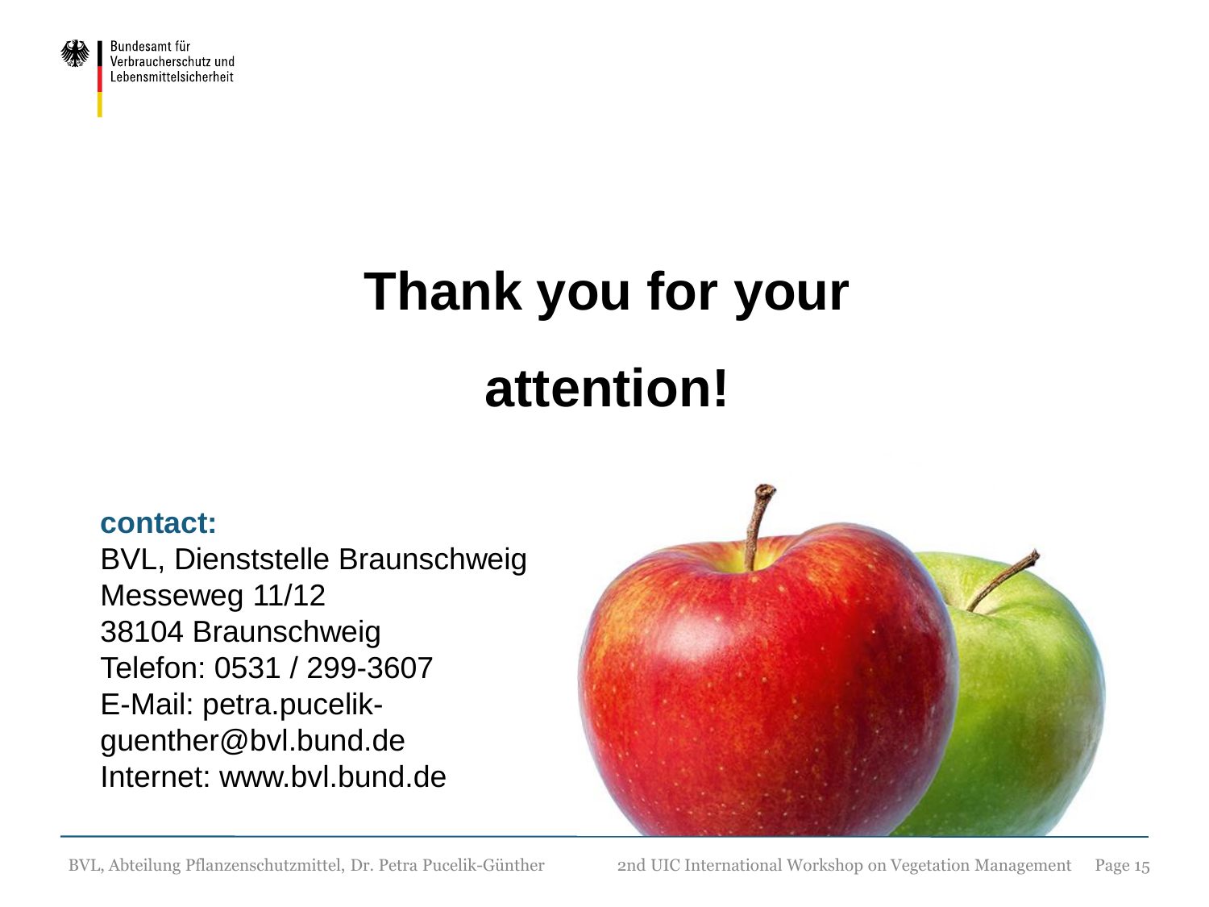Bundesamt für Verbraucherschutz und Lebensmittelsicherheit

# Thank you for your attention!

**contact:**
BVL, Dienststelle Braunschweig
Messeweg 11/12
38104 Braunschweig
Telefon: 0531 / 299-3607
E-Mail: petra.pucelik-guenther@bvl.bund.de
Internet: www.bvl.bund.de